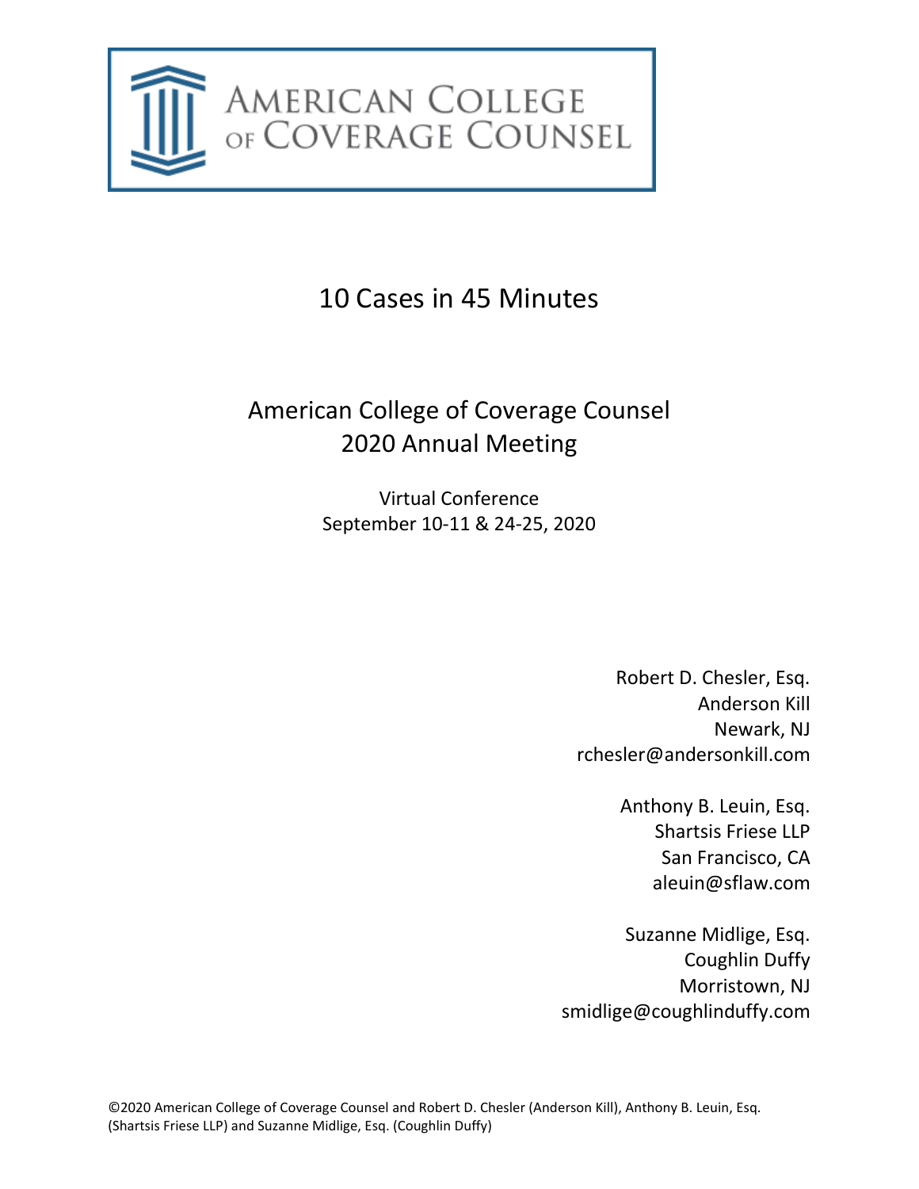AMERICAN COLLEGE OF COVERAGE COUNSEL

# 10 Cases in 45 Minutes

## American College of Coverage Counsel
## 2020 Annual Meeting

Virtual Conference
September 10-11 & 24-25, 2020

Robert D. Chesler, Esq.
Anderson Kill
Newark, NJ
rchesler@andersonkill.com

Anthony B. Leuin, Esq.
Shartsis Friese LLP
San Francisco, CA
aleuin@sflaw.com

Suzanne Midlige, Esq.
Coughlin Duffy
Morristown, NJ
smidlige@coughlinduffy.com

©2020 American College of Coverage Counsel and Robert D. Chesler (Anderson Kill), Anthony B. Leuin, Esq. (Shartsis Friese LLP) and Suzanne Midlige, Esq. (Coughlin Duffy)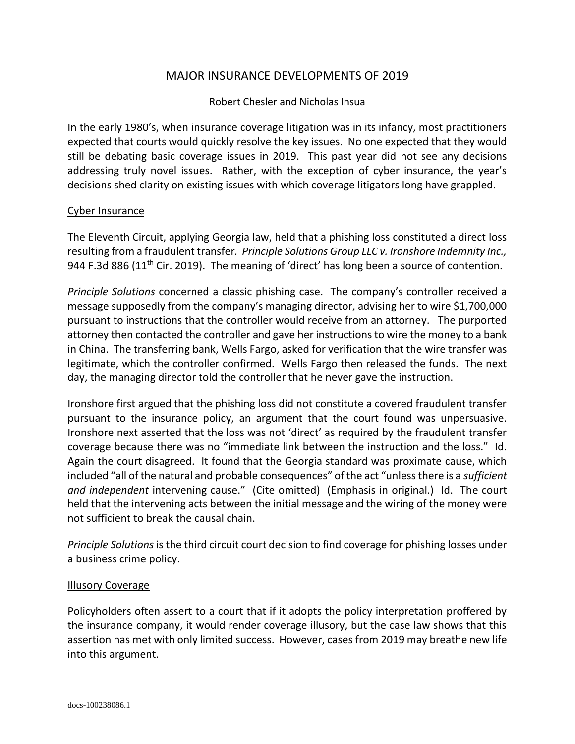# MAJOR INSURANCE DEVELOPMENTS OF 2019

Robert Chesler and Nicholas Insua

In the early 1980's, when insurance coverage litigation was in its infancy, most practitioners expected that courts would quickly resolve the key issues. No one expected that they would still be debating basic coverage issues in 2019. This past year did not see any decisions addressing truly novel issues. Rather, with the exception of cyber insurance, the year's decisions shed clarity on existing issues with which coverage litigators long have grappled.

## Cyber Insurance

The Eleventh Circuit, applying Georgia law, held that a phishing loss constituted a direct loss resulting from a fraudulent transfer. *Principle Solutions Group LLC v. Ironshore Indemnity Inc.,* 944 F.3d 886 (11th Cir. 2019). The meaning of 'direct' has long been a source of contention.

*Principle Solutions* concerned a classic phishing case. The company's controller received a message supposedly from the company's managing director, advising her to wire $1,700,000 pursuant to instructions that the controller would receive from an attorney. The purported attorney then contacted the controller and gave her instructions to wire the money to a bank in China. The transferring bank, Wells Fargo, asked for verification that the wire transfer was legitimate, which the controller confirmed. Wells Fargo then released the funds. The next day, the managing director told the controller that he never gave the instruction.

Ironshore first argued that the phishing loss did not constitute a covered fraudulent transfer pursuant to the insurance policy, an argument that the court found was unpersuasive. Ironshore next asserted that the loss was not 'direct' as required by the fraudulent transfer coverage because there was no "immediate link between the instruction and the loss." Id. Again the court disagreed. It found that the Georgia standard was proximate cause, which included "all of the natural and probable consequences" of the act "unless there is a *sufficient and independent* intervening cause." (Cite omitted) (Emphasis in original.) Id. The court held that the intervening acts between the initial message and the wiring of the money were not sufficient to break the causal chain.

*Principle Solutions* is the third circuit court decision to find coverage for phishing losses under a business crime policy.

## Illusory Coverage

Policyholders often assert to a court that if it adopts the policy interpretation proffered by the insurance company, it would render coverage illusory, but the case law shows that this assertion has met with only limited success. However, cases from 2019 may breathe new life into this argument.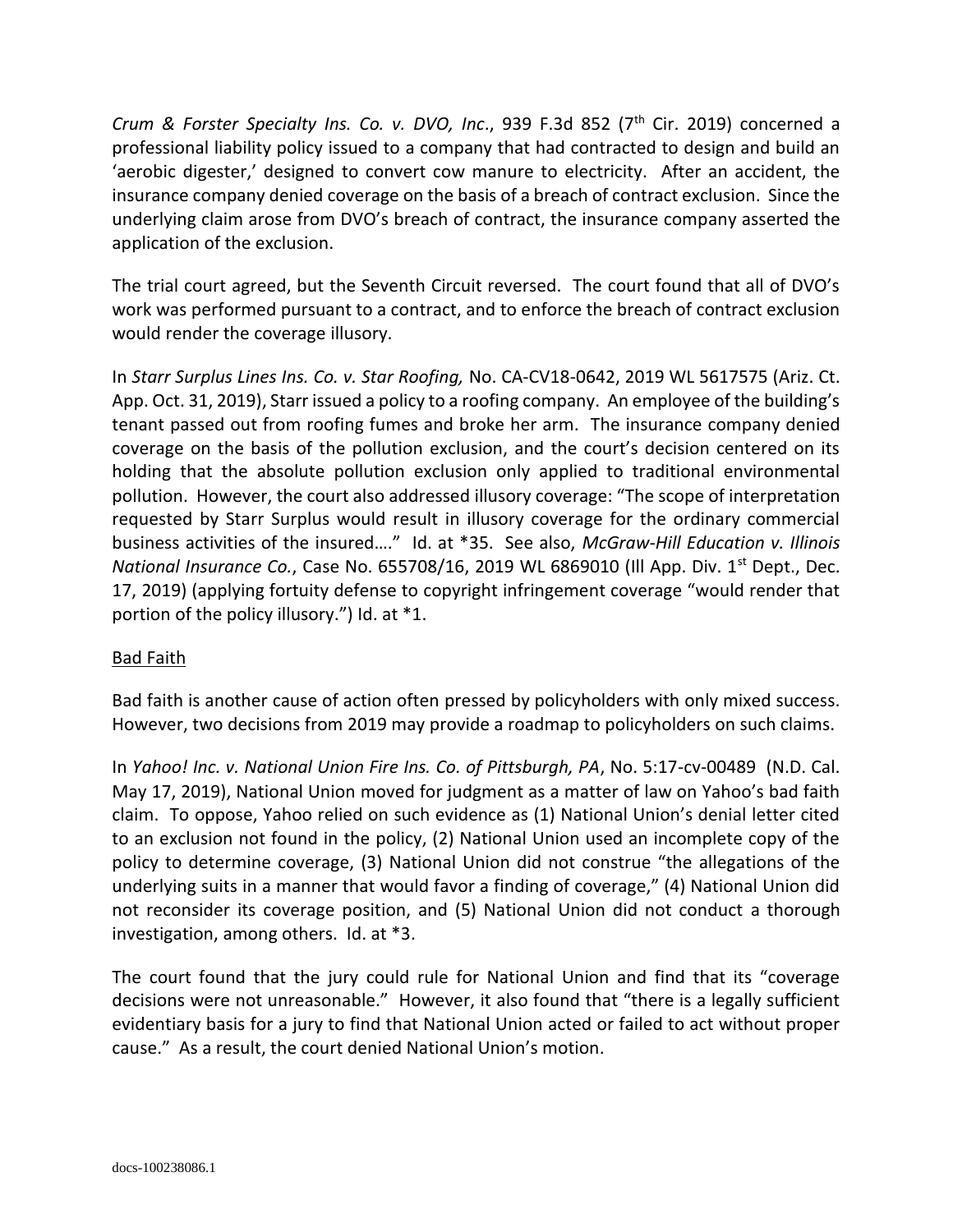*Crum & Forster Specialty Ins. Co. v. DVO, Inc*., 939 F.3d 852 (7th Cir. 2019) concerned a professional liability policy issued to a company that had contracted to design and build an 'aerobic digester,' designed to convert cow manure to electricity. After an accident, the insurance company denied coverage on the basis of a breach of contract exclusion. Since the underlying claim arose from DVO's breach of contract, the insurance company asserted the application of the exclusion.

The trial court agreed, but the Seventh Circuit reversed. The court found that all of DVO's work was performed pursuant to a contract, and to enforce the breach of contract exclusion would render the coverage illusory.

In *Starr Surplus Lines Ins. Co. v. Star Roofing,* No. CA-CV18-0642, 2019 WL 5617575 (Ariz. Ct. App. Oct. 31, 2019), Starr issued a policy to a roofing company. An employee of the building's tenant passed out from roofing fumes and broke her arm. The insurance company denied coverage on the basis of the pollution exclusion, and the court's decision centered on its holding that the absolute pollution exclusion only applied to traditional environmental pollution. However, the court also addressed illusory coverage: "The scope of interpretation requested by Starr Surplus would result in illusory coverage for the ordinary commercial business activities of the insured…." Id. at *35. See also, *McGraw-Hill Education v. Illinois National Insurance Co.*, Case No. 655708/16, 2019 WL 6869010 (Ill App. Div. 1st Dept., Dec. 17, 2019) (applying fortuity defense to copyright infringement coverage "would render that portion of the policy illusory.") Id. at *1.

## Bad Faith

Bad faith is another cause of action often pressed by policyholders with only mixed success. However, two decisions from 2019 may provide a roadmap to policyholders on such claims.

In *Yahoo! Inc. v. National Union Fire Ins. Co. of Pittsburgh, PA*, No. 5:17-cv-00489 (N.D. Cal. May 17, 2019), National Union moved for judgment as a matter of law on Yahoo's bad faith claim. To oppose, Yahoo relied on such evidence as (1) National Union's denial letter cited to an exclusion not found in the policy, (2) National Union used an incomplete copy of the policy to determine coverage, (3) National Union did not construe "the allegations of the underlying suits in a manner that would favor a finding of coverage," (4) National Union did not reconsider its coverage position, and (5) National Union did not conduct a thorough investigation, among others. Id. at *3.

The court found that the jury could rule for National Union and find that its "coverage decisions were not unreasonable." However, it also found that "there is a legally sufficient evidentiary basis for a jury to find that National Union acted or failed to act without proper cause." As a result, the court denied National Union's motion.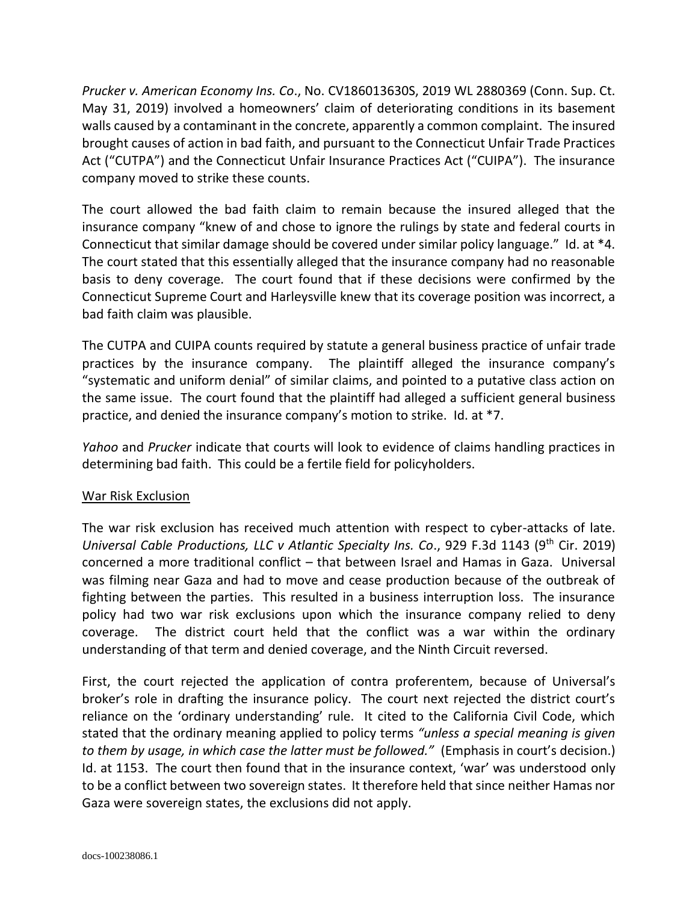*Prucker v. American Economy Ins. Co*., No. CV186013630S, 2019 WL 2880369 (Conn. Sup. Ct. May 31, 2019) involved a homeowners' claim of deteriorating conditions in its basement walls caused by a contaminant in the concrete, apparently a common complaint. The insured brought causes of action in bad faith, and pursuant to the Connecticut Unfair Trade Practices Act ("CUTPA") and the Connecticut Unfair Insurance Practices Act ("CUIPA"). The insurance company moved to strike these counts.

The court allowed the bad faith claim to remain because the insured alleged that the insurance company "knew of and chose to ignore the rulings by state and federal courts in Connecticut that similar damage should be covered under similar policy language." Id. at *4. The court stated that this essentially alleged that the insurance company had no reasonable basis to deny coverage. The court found that if these decisions were confirmed by the Connecticut Supreme Court and Harleysville knew that its coverage position was incorrect, a bad faith claim was plausible.

The CUTPA and CUIPA counts required by statute a general business practice of unfair trade practices by the insurance company. The plaintiff alleged the insurance company's "systematic and uniform denial" of similar claims, and pointed to a putative class action on the same issue. The court found that the plaintiff had alleged a sufficient general business practice, and denied the insurance company's motion to strike. Id. at *7.

*Yahoo* and *Prucker* indicate that courts will look to evidence of claims handling practices in determining bad faith. This could be a fertile field for policyholders.

<u>War Risk Exclusion</u>

The war risk exclusion has received much attention with respect to cyber-attacks of late. *Universal Cable Productions, LLC v Atlantic Specialty Ins. Co*., 929 F.3d 1143 (9th Cir. 2019) concerned a more traditional conflict – that between Israel and Hamas in Gaza. Universal was filming near Gaza and had to move and cease production because of the outbreak of fighting between the parties. This resulted in a business interruption loss. The insurance policy had two war risk exclusions upon which the insurance company relied to deny coverage. The district court held that the conflict was a war within the ordinary understanding of that term and denied coverage, and the Ninth Circuit reversed.

First, the court rejected the application of contra proferentem, because of Universal's broker's role in drafting the insurance policy. The court next rejected the district court's reliance on the 'ordinary understanding' rule. It cited to the California Civil Code, which stated that the ordinary meaning applied to policy terms *"unless a special meaning is given to them by usage, in which case the latter must be followed."* (Emphasis in court's decision.) Id. at 1153. The court then found that in the insurance context, 'war' was understood only to be a conflict between two sovereign states. It therefore held that since neither Hamas nor Gaza were sovereign states, the exclusions did not apply.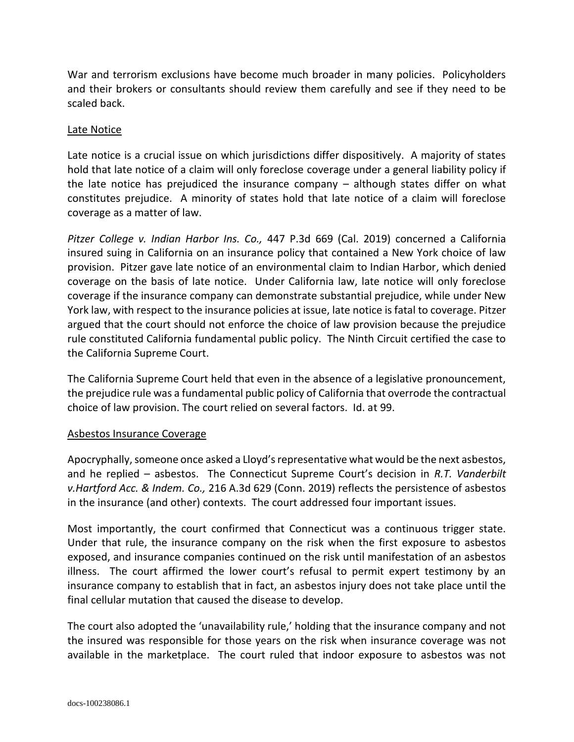War and terrorism exclusions have become much broader in many policies. Policyholders and their brokers or consultants should review them carefully and see if they need to be scaled back.

<u>Late Notice</u>

Late notice is a crucial issue on which jurisdictions differ dispositively. A majority of states hold that late notice of a claim will only foreclose coverage under a general liability policy if the late notice has prejudiced the insurance company – although states differ on what constitutes prejudice. A minority of states hold that late notice of a claim will foreclose coverage as a matter of law.

*Pitzer College v. Indian Harbor Ins. Co.,* 447 P.3d 669 (Cal. 2019) concerned a California insured suing in California on an insurance policy that contained a New York choice of law provision. Pitzer gave late notice of an environmental claim to Indian Harbor, which denied coverage on the basis of late notice. Under California law, late notice will only foreclose coverage if the insurance company can demonstrate substantial prejudice, while under New York law, with respect to the insurance policies at issue, late notice is fatal to coverage. Pitzer argued that the court should not enforce the choice of law provision because the prejudice rule constituted California fundamental public policy. The Ninth Circuit certified the case to the California Supreme Court.

The California Supreme Court held that even in the absence of a legislative pronouncement, the prejudice rule was a fundamental public policy of California that overrode the contractual choice of law provision. The court relied on several factors. Id. at 99.

<u>Asbestos Insurance Coverage</u>

Apocryphally, someone once asked a Lloyd's representative what would be the next asbestos, and he replied – asbestos. The Connecticut Supreme Court's decision in *R.T. Vanderbilt v.Hartford Acc. & Indem. Co.,* 216 A.3d 629 (Conn. 2019) reflects the persistence of asbestos in the insurance (and other) contexts. The court addressed four important issues.

Most importantly, the court confirmed that Connecticut was a continuous trigger state. Under that rule, the insurance company on the risk when the first exposure to asbestos exposed, and insurance companies continued on the risk until manifestation of an asbestos illness. The court affirmed the lower court's refusal to permit expert testimony by an insurance company to establish that in fact, an asbestos injury does not take place until the final cellular mutation that caused the disease to develop.

The court also adopted the 'unavailability rule,' holding that the insurance company and not the insured was responsible for those years on the risk when insurance coverage was not available in the marketplace. The court ruled that indoor exposure to asbestos was not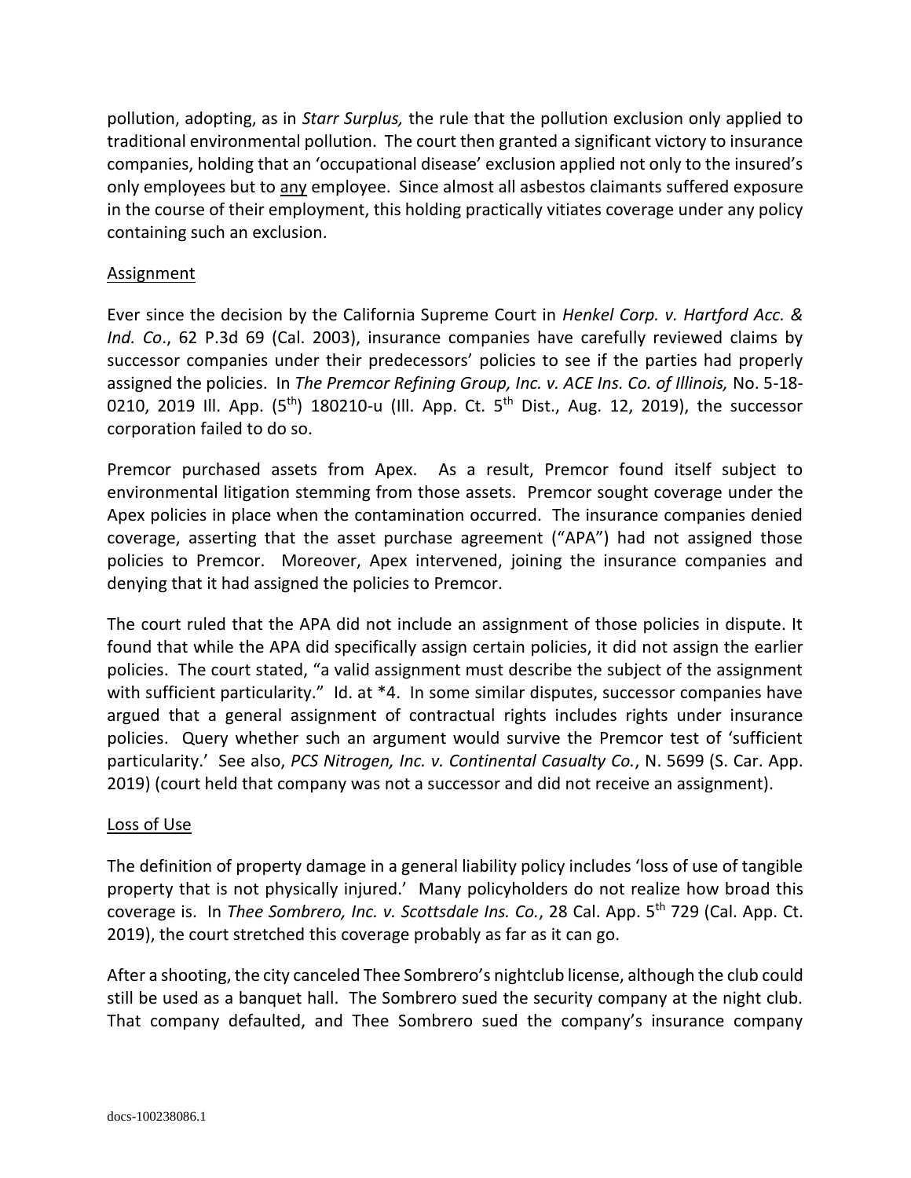pollution, adopting, as in *Starr Surplus,* the rule that the pollution exclusion only applied to traditional environmental pollution. The court then granted a significant victory to insurance companies, holding that an 'occupational disease' exclusion applied not only to the insured's only employees but to <u>any</u> employee. Since almost all asbestos claimants suffered exposure in the course of their employment, this holding practically vitiates coverage under any policy containing such an exclusion.

<u>Assignment</u>

Ever since the decision by the California Supreme Court in *Henkel Corp. v. Hartford Acc. & Ind. Co*., 62 P.3d 69 (Cal. 2003), insurance companies have carefully reviewed claims by successor companies under their predecessors' policies to see if the parties had properly assigned the policies. In *The Premcor Refining Group, Inc. v. ACE Ins. Co. of Illinois,* No. 5-18-0210, 2019 Ill. App. (5th) 180210-u (Ill. App. Ct. 5th Dist., Aug. 12, 2019), the successor corporation failed to do so.

Premcor purchased assets from Apex. As a result, Premcor found itself subject to environmental litigation stemming from those assets. Premcor sought coverage under the Apex policies in place when the contamination occurred. The insurance companies denied coverage, asserting that the asset purchase agreement ("APA") had not assigned those policies to Premcor. Moreover, Apex intervened, joining the insurance companies and denying that it had assigned the policies to Premcor.

The court ruled that the APA did not include an assignment of those policies in dispute. It found that while the APA did specifically assign certain policies, it did not assign the earlier policies. The court stated, "a valid assignment must describe the subject of the assignment with sufficient particularity." Id. at *4. In some similar disputes, successor companies have argued that a general assignment of contractual rights includes rights under insurance policies. Query whether such an argument would survive the Premcor test of 'sufficient particularity.' See also, *PCS Nitrogen, Inc. v. Continental Casualty Co.*, N. 5699 (S. Car. App. 2019) (court held that company was not a successor and did not receive an assignment).

<u>Loss of Use</u>

The definition of property damage in a general liability policy includes 'loss of use of tangible property that is not physically injured.' Many policyholders do not realize how broad this coverage is. In *Thee Sombrero, Inc. v. Scottsdale Ins. Co.*, 28 Cal. App. 5th 729 (Cal. App. Ct. 2019), the court stretched this coverage probably as far as it can go.

After a shooting, the city canceled Thee Sombrero's nightclub license, although the club could still be used as a banquet hall. The Sombrero sued the security company at the night club. That company defaulted, and Thee Sombrero sued the company's insurance company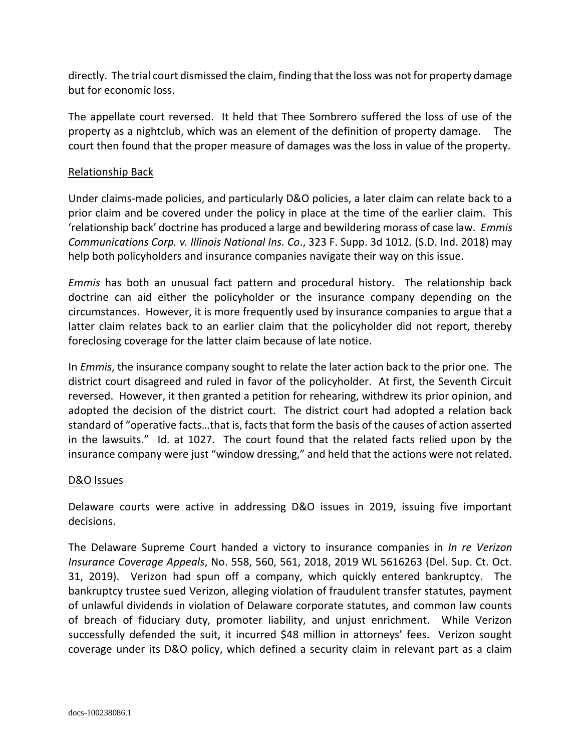directly. The trial court dismissed the claim, finding that the loss was not for property damage but for economic loss.

The appellate court reversed. It held that Thee Sombrero suffered the loss of use of the property as a nightclub, which was an element of the definition of property damage. The court then found that the proper measure of damages was the loss in value of the property.

Relationship Back

Under claims-made policies, and particularly D&O policies, a later claim can relate back to a prior claim and be covered under the policy in place at the time of the earlier claim. This 'relationship back' doctrine has produced a large and bewildering morass of case law. *Emmis Communications Corp. v. Illinois National Ins. Co*., 323 F. Supp. 3d 1012. (S.D. Ind. 2018) may help both policyholders and insurance companies navigate their way on this issue.

*Emmis* has both an unusual fact pattern and procedural history. The relationship back doctrine can aid either the policyholder or the insurance company depending on the circumstances. However, it is more frequently used by insurance companies to argue that a latter claim relates back to an earlier claim that the policyholder did not report, thereby foreclosing coverage for the latter claim because of late notice.

In *Emmis*, the insurance company sought to relate the later action back to the prior one. The district court disagreed and ruled in favor of the policyholder. At first, the Seventh Circuit reversed. However, it then granted a petition for rehearing, withdrew its prior opinion, and adopted the decision of the district court. The district court had adopted a relation back standard of "operative facts…that is, facts that form the basis of the causes of action asserted in the lawsuits." Id. at 1027. The court found that the related facts relied upon by the insurance company were just "window dressing," and held that the actions were not related.

D&O Issues

Delaware courts were active in addressing D&O issues in 2019, issuing five important decisions.

The Delaware Supreme Court handed a victory to insurance companies in *In re Verizon Insurance Coverage Appeals*, No. 558, 560, 561, 2018, 2019 WL 5616263 (Del. Sup. Ct. Oct. 31, 2019). Verizon had spun off a company, which quickly entered bankruptcy. The bankruptcy trustee sued Verizon, alleging violation of fraudulent transfer statutes, payment of unlawful dividends in violation of Delaware corporate statutes, and common law counts of breach of fiduciary duty, promoter liability, and unjust enrichment. While Verizon successfully defended the suit, it incurred $48 million in attorneys' fees. Verizon sought coverage under its D&O policy, which defined a security claim in relevant part as a claim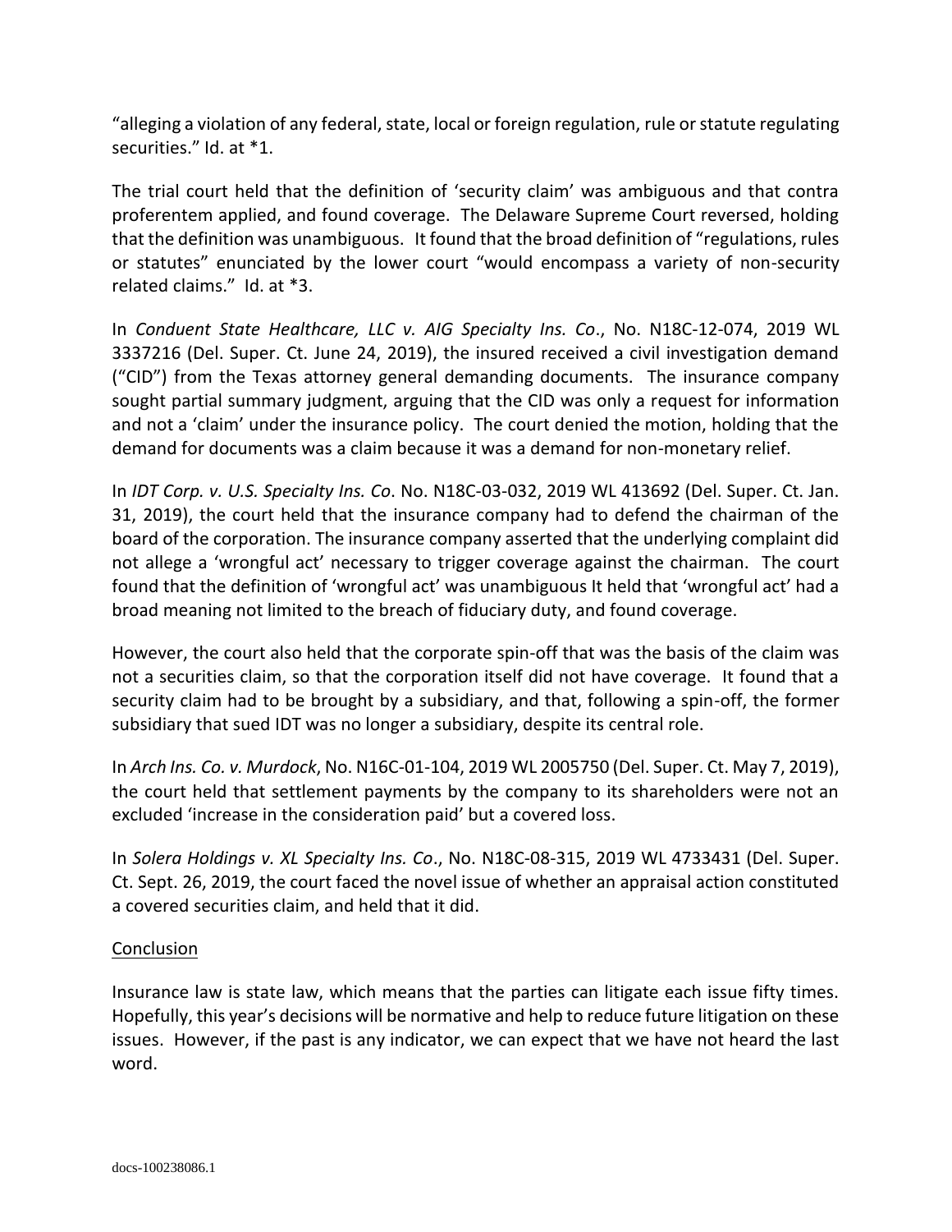"alleging a violation of any federal, state, local or foreign regulation, rule or statute regulating securities." Id. at *1.

The trial court held that the definition of 'security claim' was ambiguous and that contra proferentem applied, and found coverage. The Delaware Supreme Court reversed, holding that the definition was unambiguous. It found that the broad definition of "regulations, rules or statutes" enunciated by the lower court "would encompass a variety of non-security related claims." Id. at *3.

In *Conduent State Healthcare, LLC v. AIG Specialty Ins. Co*., No. N18C-12-074, 2019 WL 3337216 (Del. Super. Ct. June 24, 2019), the insured received a civil investigation demand ("CID") from the Texas attorney general demanding documents. The insurance company sought partial summary judgment, arguing that the CID was only a request for information and not a 'claim' under the insurance policy. The court denied the motion, holding that the demand for documents was a claim because it was a demand for non-monetary relief.

In *IDT Corp. v. U.S. Specialty Ins. Co*. No. N18C-03-032, 2019 WL 413692 (Del. Super. Ct. Jan. 31, 2019), the court held that the insurance company had to defend the chairman of the board of the corporation. The insurance company asserted that the underlying complaint did not allege a 'wrongful act' necessary to trigger coverage against the chairman. The court found that the definition of 'wrongful act' was unambiguous It held that 'wrongful act' had a broad meaning not limited to the breach of fiduciary duty, and found coverage.

However, the court also held that the corporate spin-off that was the basis of the claim was not a securities claim, so that the corporation itself did not have coverage. It found that a security claim had to be brought by a subsidiary, and that, following a spin-off, the former subsidiary that sued IDT was no longer a subsidiary, despite its central role.

In *Arch Ins. Co. v. Murdock*, No. N16C-01-104, 2019 WL 2005750 (Del. Super. Ct. May 7, 2019), the court held that settlement payments by the company to its shareholders were not an excluded 'increase in the consideration paid' but a covered loss.

In *Solera Holdings v. XL Specialty Ins. Co*., No. N18C-08-315, 2019 WL 4733431 (Del. Super. Ct. Sept. 26, 2019, the court faced the novel issue of whether an appraisal action constituted a covered securities claim, and held that it did.

Conclusion

Insurance law is state law, which means that the parties can litigate each issue fifty times. Hopefully, this year's decisions will be normative and help to reduce future litigation on these issues. However, if the past is any indicator, we can expect that we have not heard the last word.

docs-100238086.1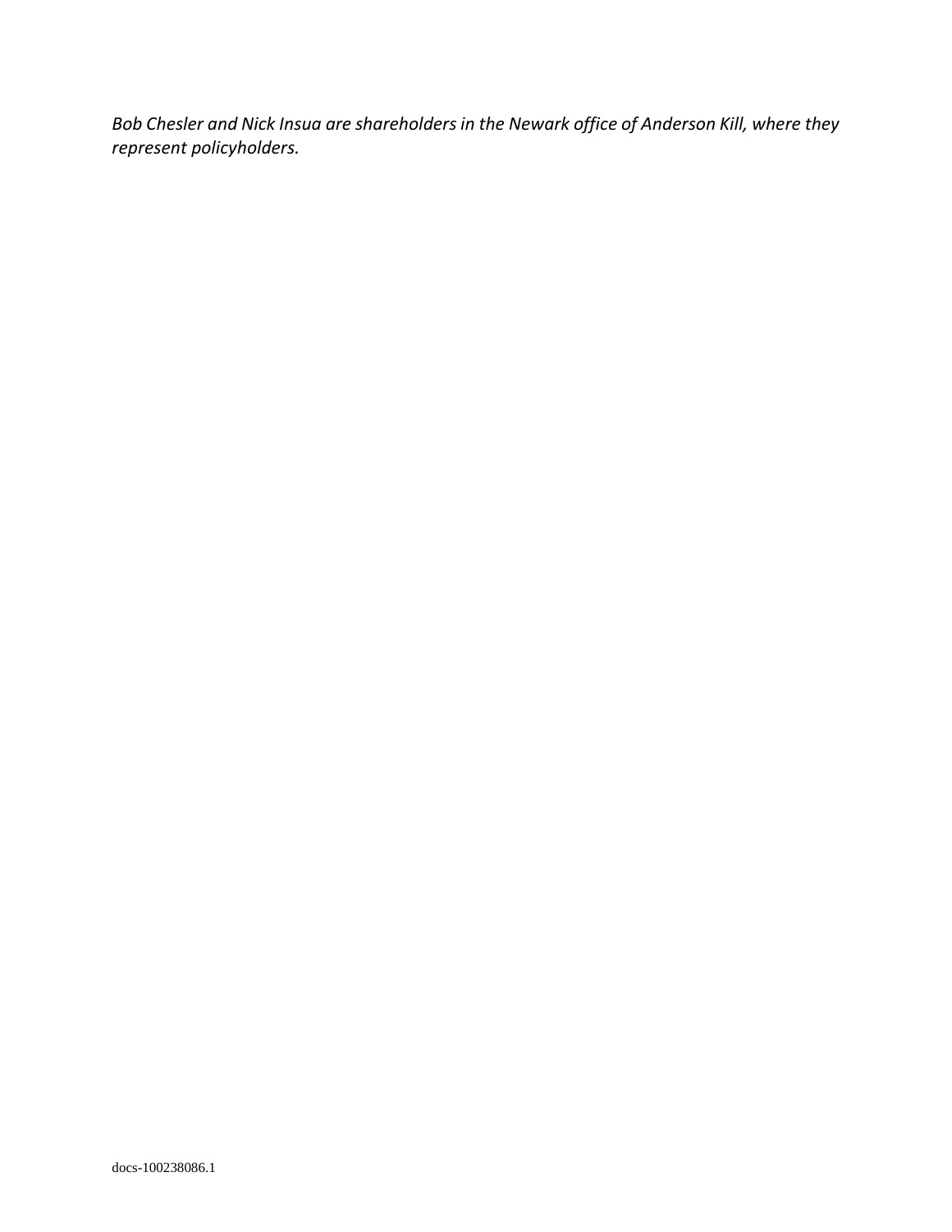*Bob Chesler and Nick Insua are shareholders in the Newark office of Anderson Kill, where they represent policyholders.*

docs-100238086.1